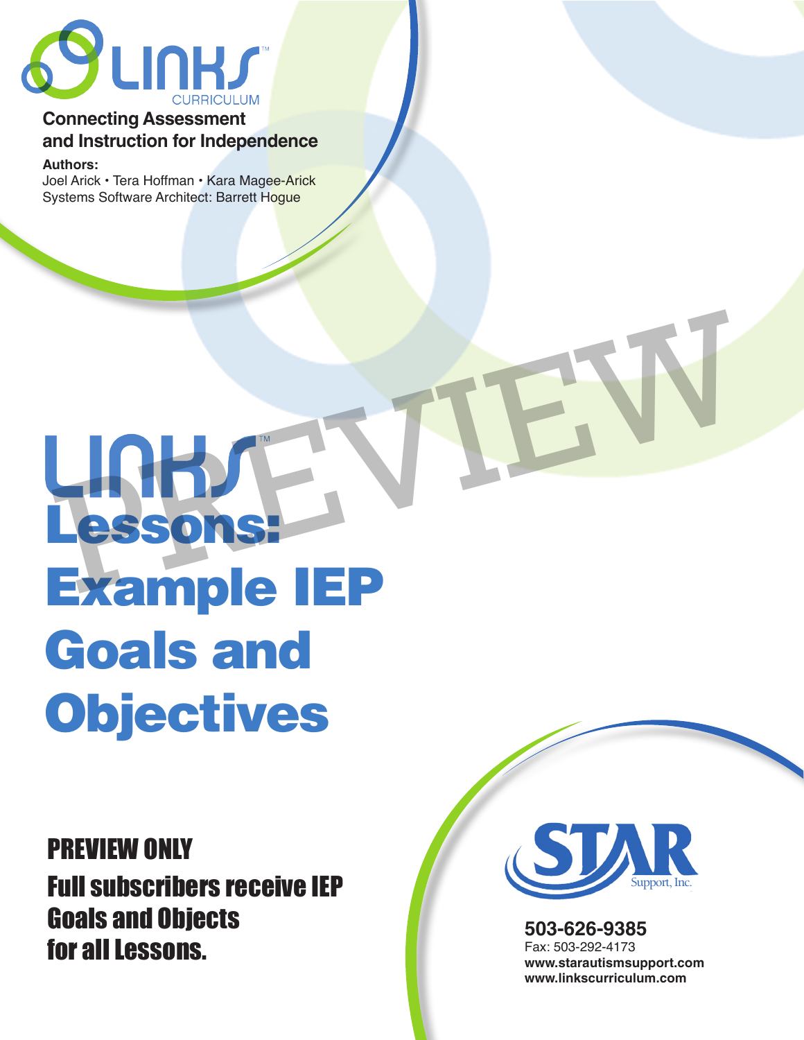LINKS™ CURRICULUM

**Connecting Assessment and Instruction for Independence**

**Authors:**
Joel Arick • Tera Hoffman • Kara Magee-Arick
Systems Software Architect: Barrett Hogue

PREVIEW

# LINKS™ Lessons: Example IEP Goals and Objectives

**PREVIEW ONLY**
**Full subscribers receive IEP Goals and Objects for all Lessons.**

STAR Support, Inc.

**503-626-9385**
Fax: 503-292-4173
**www.starautismsupport.com**
**www.linkscurriculum.com**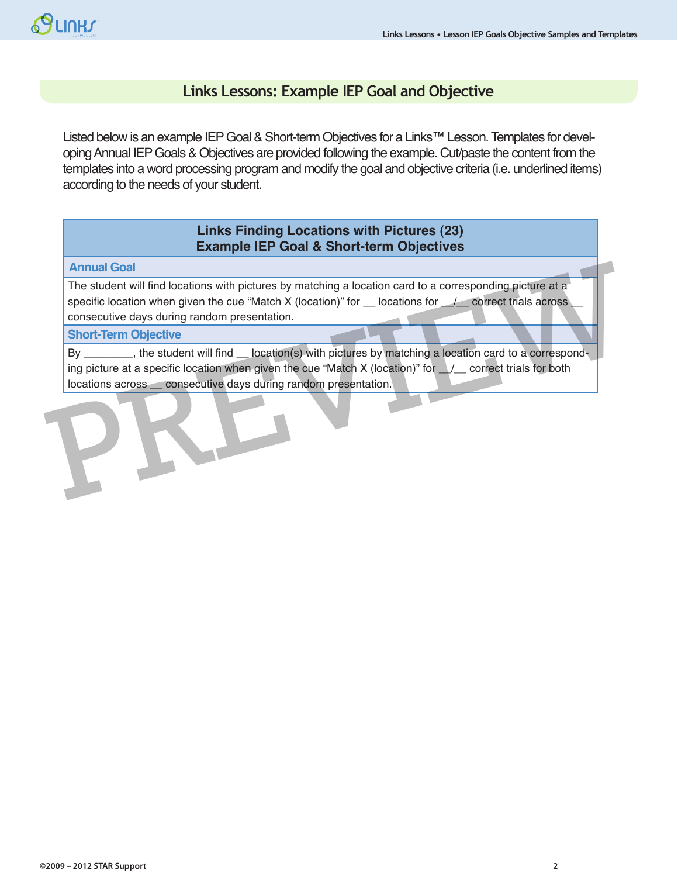## Links Lessons: Example IEP Goal and Objective

Listed below is an example IEP Goal & Short-term Objectives for a Links™ Lesson. Templates for developing Annual IEP Goals & Objectives are provided following the example. Cut/paste the content from the templates into a word processing program and modify the goal and objective criteria (i.e. underlined items) according to the needs of your student.

| Links Finding Locations with Pictures (23)<br>Example IEP Goal & Short-term Objectives |
|---|
| **Annual Goal** |
| The student will find locations with pictures by matching a location card to a corresponding picture at a specific location when given the cue “Match X (location)” for __ locations for __/__ correct trials across __ consecutive days during random presentation. |
| **Short-Term Objective** |
| By ________, the student will find __ location(s) with pictures by matching a location card to a corresponding picture at a specific location when given the cue “Match X (location)” for __/__ correct trials for both locations across __ consecutive days during random presentation. |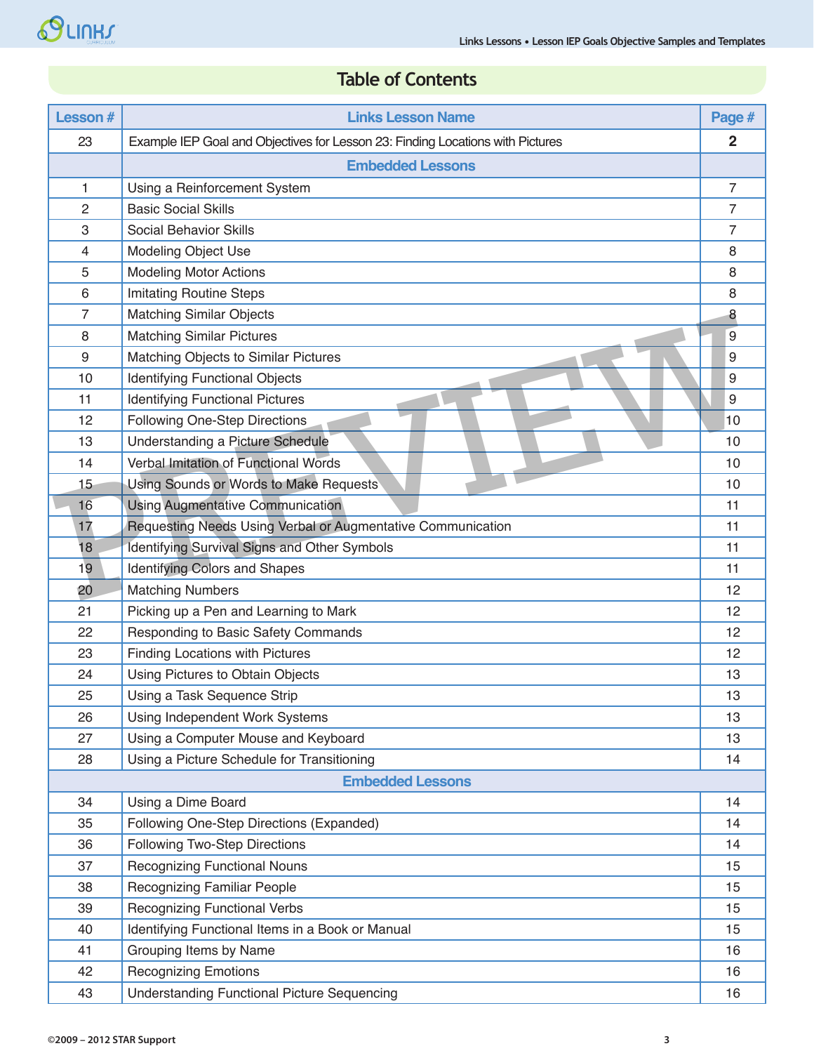## Table of Contents

| Lesson # | Links Lesson Name | Page # |
|---|---|---|
| 23 | Example IEP Goal and Objectives for Lesson 23: Finding Locations with Pictures | **2** |
| | **Embedded Lessons** | |
| 1 | Using a Reinforcement System | 7 |
| 2 | Basic Social Skills | 7 |
| 3 | Social Behavior Skills | 7 |
| 4 | Modeling Object Use | 8 |
| 5 | Modeling Motor Actions | 8 |
| 6 | Imitating Routine Steps | 8 |
| 7 | Matching Similar Objects | 8 |
| 8 | Matching Similar Pictures | 9 |
| 9 | Matching Objects to Similar Pictures | 9 |
| 10 | Identifying Functional Objects | 9 |
| 11 | Identifying Functional Pictures | 9 |
| 12 | Following One-Step Directions | 10 |
| 13 | Understanding a Picture Schedule | 10 |
| 14 | Verbal Imitation of Functional Words | 10 |
| 15 | Using Sounds or Words to Make Requests | 10 |
| 16 | Using Augmentative Communication | 11 |
| 17 | Requesting Needs Using Verbal or Augmentative Communication | 11 |
| 18 | Identifying Survival Signs and Other Symbols | 11 |
| 19 | Identifying Colors and Shapes | 11 |
| 20 | Matching Numbers | 12 |
| 21 | Picking up a Pen and Learning to Mark | 12 |
| 22 | Responding to Basic Safety Commands | 12 |
| 23 | Finding Locations with Pictures | 12 |
| 24 | Using Pictures to Obtain Objects | 13 |
| 25 | Using a Task Sequence Strip | 13 |
| 26 | Using Independent Work Systems | 13 |
| 27 | Using a Computer Mouse and Keyboard | 13 |
| 28 | Using a Picture Schedule for Transitioning | 14 |
| | **Embedded Lessons** | |
| 34 | Using a Dime Board | 14 |
| 35 | Following One-Step Directions (Expanded) | 14 |
| 36 | Following Two-Step Directions | 14 |
| 37 | Recognizing Functional Nouns | 15 |
| 38 | Recognizing Familiar People | 15 |
| 39 | Recognizing Functional Verbs | 15 |
| 40 | Identifying Functional Items in a Book or Manual | 15 |
| 41 | Grouping Items by Name | 16 |
| 42 | Recognizing Emotions | 16 |
| 43 | Understanding Functional Picture Sequencing | 16 |

©2009 – 2012 STAR Support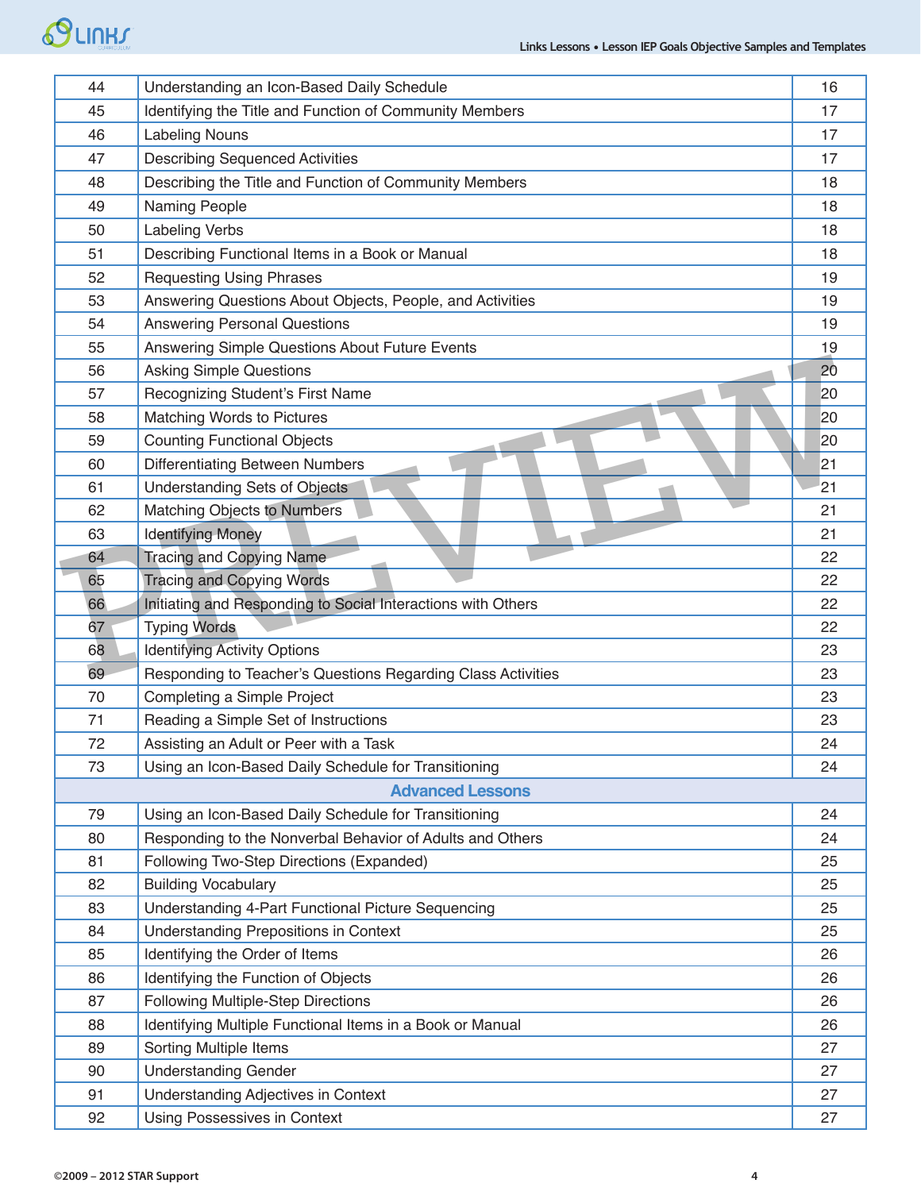| | | |
|---|---|---|
| 44 | Understanding an Icon-Based Daily Schedule | 16 |
| 45 | Identifying the Title and Function of Community Members | 17 |
| 46 | Labeling Nouns | 17 |
| 47 | Describing Sequenced Activities | 17 |
| 48 | Describing the Title and Function of Community Members | 18 |
| 49 | Naming People | 18 |
| 50 | Labeling Verbs | 18 |
| 51 | Describing Functional Items in a Book or Manual | 18 |
| 52 | Requesting Using Phrases | 19 |
| 53 | Answering Questions About Objects, People, and Activities | 19 |
| 54 | Answering Personal Questions | 19 |
| 55 | Answering Simple Questions About Future Events | 19 |
| 56 | Asking Simple Questions | 20 |
| 57 | Recognizing Student's First Name | 20 |
| 58 | Matching Words to Pictures | 20 |
| 59 | Counting Functional Objects | 20 |
| 60 | Differentiating Between Numbers | 21 |
| 61 | Understanding Sets of Objects | 21 |
| 62 | Matching Objects to Numbers | 21 |
| 63 | Identifying Money | 21 |
| 64 | Tracing and Copying Name | 22 |
| 65 | Tracing and Copying Words | 22 |
| 66 | Initiating and Responding to Social Interactions with Others | 22 |
| 67 | Typing Words | 22 |
| 68 | Identifying Activity Options | 23 |
| 69 | Responding to Teacher's Questions Regarding Class Activities | 23 |
| 70 | Completing a Simple Project | 23 |
| 71 | Reading a Simple Set of Instructions | 23 |
| 72 | Assisting an Adult or Peer with a Task | 24 |
| 73 | Using an Icon-Based Daily Schedule for Transitioning | 24 |
| | **Advanced Lessons** | |
| 79 | Using an Icon-Based Daily Schedule for Transitioning | 24 |
| 80 | Responding to the Nonverbal Behavior of Adults and Others | 24 |
| 81 | Following Two-Step Directions (Expanded) | 25 |
| 82 | Building Vocabulary | 25 |
| 83 | Understanding 4-Part Functional Picture Sequencing | 25 |
| 84 | Understanding Prepositions in Context | 25 |
| 85 | Identifying the Order of Items | 26 |
| 86 | Identifying the Function of Objects | 26 |
| 87 | Following Multiple-Step Directions | 26 |
| 88 | Identifying Multiple Functional Items in a Book or Manual | 26 |
| 89 | Sorting Multiple Items | 27 |
| 90 | Understanding Gender | 27 |
| 91 | Understanding Adjectives in Context | 27 |
| 92 | Using Possessives in Context | 27 |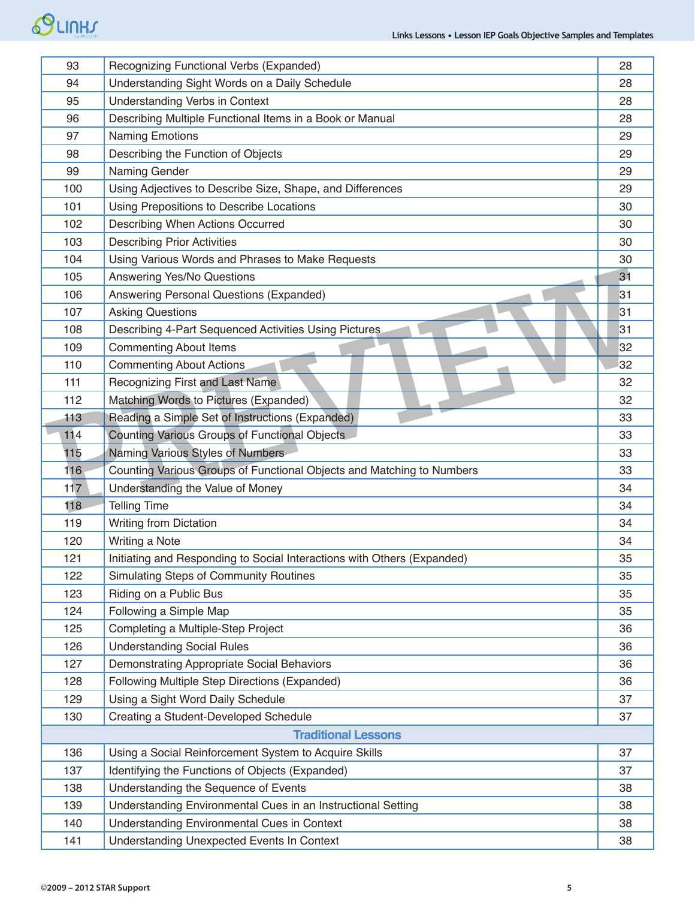| | | |
|---|---|---|
| 93 | Recognizing Functional Verbs (Expanded) | 28 |
| 94 | Understanding Sight Words on a Daily Schedule | 28 |
| 95 | Understanding Verbs in Context | 28 |
| 96 | Describing Multiple Functional Items in a Book or Manual | 28 |
| 97 | Naming Emotions | 29 |
| 98 | Describing the Function of Objects | 29 |
| 99 | Naming Gender | 29 |
| 100 | Using Adjectives to Describe Size, Shape, and Differences | 29 |
| 101 | Using Prepositions to Describe Locations | 30 |
| 102 | Describing When Actions Occurred | 30 |
| 103 | Describing Prior Activities | 30 |
| 104 | Using Various Words and Phrases to Make Requests | 30 |
| 105 | Answering Yes/No Questions | 31 |
| 106 | Answering Personal Questions (Expanded) | 31 |
| 107 | Asking Questions | 31 |
| 108 | Describing 4-Part Sequenced Activities Using Pictures | 31 |
| 109 | Commenting About Items | 32 |
| 110 | Commenting About Actions | 32 |
| 111 | Recognizing First and Last Name | 32 |
| 112 | Matching Words to Pictures (Expanded) | 32 |
| 113 | Reading a Simple Set of Instructions (Expanded) | 33 |
| 114 | Counting Various Groups of Functional Objects | 33 |
| 115 | Naming Various Styles of Numbers | 33 |
| 116 | Counting Various Groups of Functional Objects and Matching to Numbers | 33 |
| 117 | Understanding the Value of Money | 34 |
| 118 | Telling Time | 34 |
| 119 | Writing from Dictation | 34 |
| 120 | Writing a Note | 34 |
| 121 | Initiating and Responding to Social Interactions with Others (Expanded) | 35 |
| 122 | Simulating Steps of Community Routines | 35 |
| 123 | Riding on a Public Bus | 35 |
| 124 | Following a Simple Map | 35 |
| 125 | Completing a Multiple-Step Project | 36 |
| 126 | Understanding Social Rules | 36 |
| 127 | Demonstrating Appropriate Social Behaviors | 36 |
| 128 | Following Multiple Step Directions (Expanded) | 36 |
| 129 | Using a Sight Word Daily Schedule | 37 |
| 130 | Creating a Student-Developed Schedule | 37 |
| | **Traditional Lessons** | |
| 136 | Using a Social Reinforcement System to Acquire Skills | 37 |
| 137 | Identifying the Functions of Objects (Expanded) | 37 |
| 138 | Understanding the Sequence of Events | 38 |
| 139 | Understanding Environmental Cues in an Instructional Setting | 38 |
| 140 | Understanding Environmental Cues in Context | 38 |
| 141 | Understanding Unexpected Events In Context | 38 |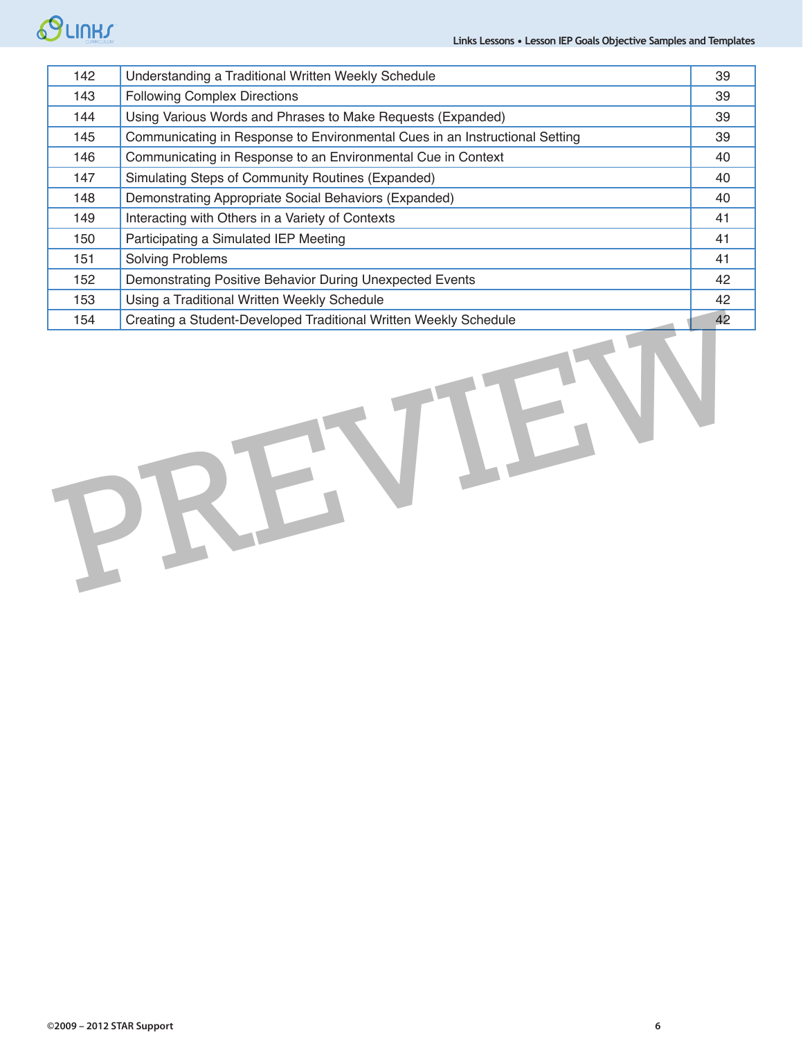| | | |
|---|---|---|
| 142 | Understanding a Traditional Written Weekly Schedule | 39 |
| 143 | Following Complex Directions | 39 |
| 144 | Using Various Words and Phrases to Make Requests (Expanded) | 39 |
| 145 | Communicating in Response to Environmental Cues in an Instructional Setting | 39 |
| 146 | Communicating in Response to an Environmental Cue in Context | 40 |
| 147 | Simulating Steps of Community Routines (Expanded) | 40 |
| 148 | Demonstrating Appropriate Social Behaviors (Expanded) | 40 |
| 149 | Interacting with Others in a Variety of Contexts | 41 |
| 150 | Participating a Simulated IEP Meeting | 41 |
| 151 | Solving Problems | 41 |
| 152 | Demonstrating Positive Behavior During Unexpected Events | 42 |
| 153 | Using a Traditional Written Weekly Schedule | 42 |
| 154 | Creating a Student-Developed Traditional Written Weekly Schedule | 42 |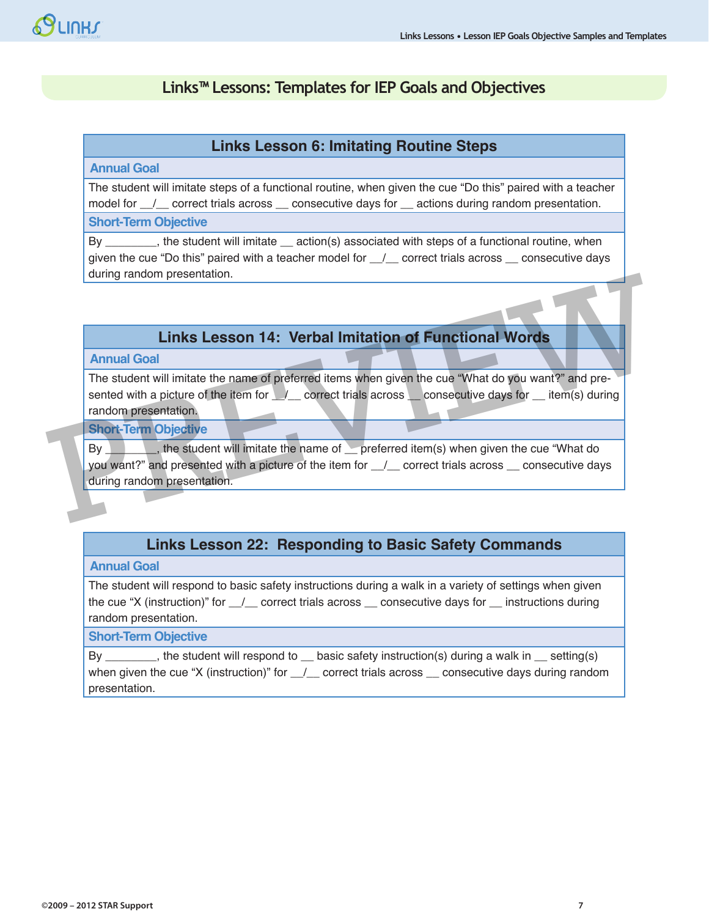## Links™ Lessons: Templates for IEP Goals and Objectives

### Links Lesson 6: Imitating Routine Steps

**Annual Goal**

The student will imitate steps of a functional routine, when given the cue "Do this" paired with a teacher model for __/__ correct trials across __ consecutive days for __ actions during random presentation.

**Short-Term Objective**

By ________, the student will imitate __ action(s) associated with steps of a functional routine, when given the cue "Do this" paired with a teacher model for __/__ correct trials across __ consecutive days during random presentation.

### Links Lesson 14: Verbal Imitation of Functional Words

**Annual Goal**

The student will imitate the name of preferred items when given the cue "What do you want?" and presented with a picture of the item for __/__ correct trials across __ consecutive days for __ item(s) during random presentation.

**Short-Term Objective**

By ________, the student will imitate the name of __ preferred item(s) when given the cue "What do you want?" and presented with a picture of the item for __/__ correct trials across __ consecutive days during random presentation.

### Links Lesson 22: Responding to Basic Safety Commands

**Annual Goal**

The student will respond to basic safety instructions during a walk in a variety of settings when given the cue "X (instruction)" for __/__ correct trials across __ consecutive days for __ instructions during random presentation.

**Short-Term Objective**

By ________, the student will respond to __ basic safety instruction(s) during a walk in __ setting(s) when given the cue "X (instruction)" for __/__ correct trials across __ consecutive days during random presentation.

©2009 – 2012 STAR Support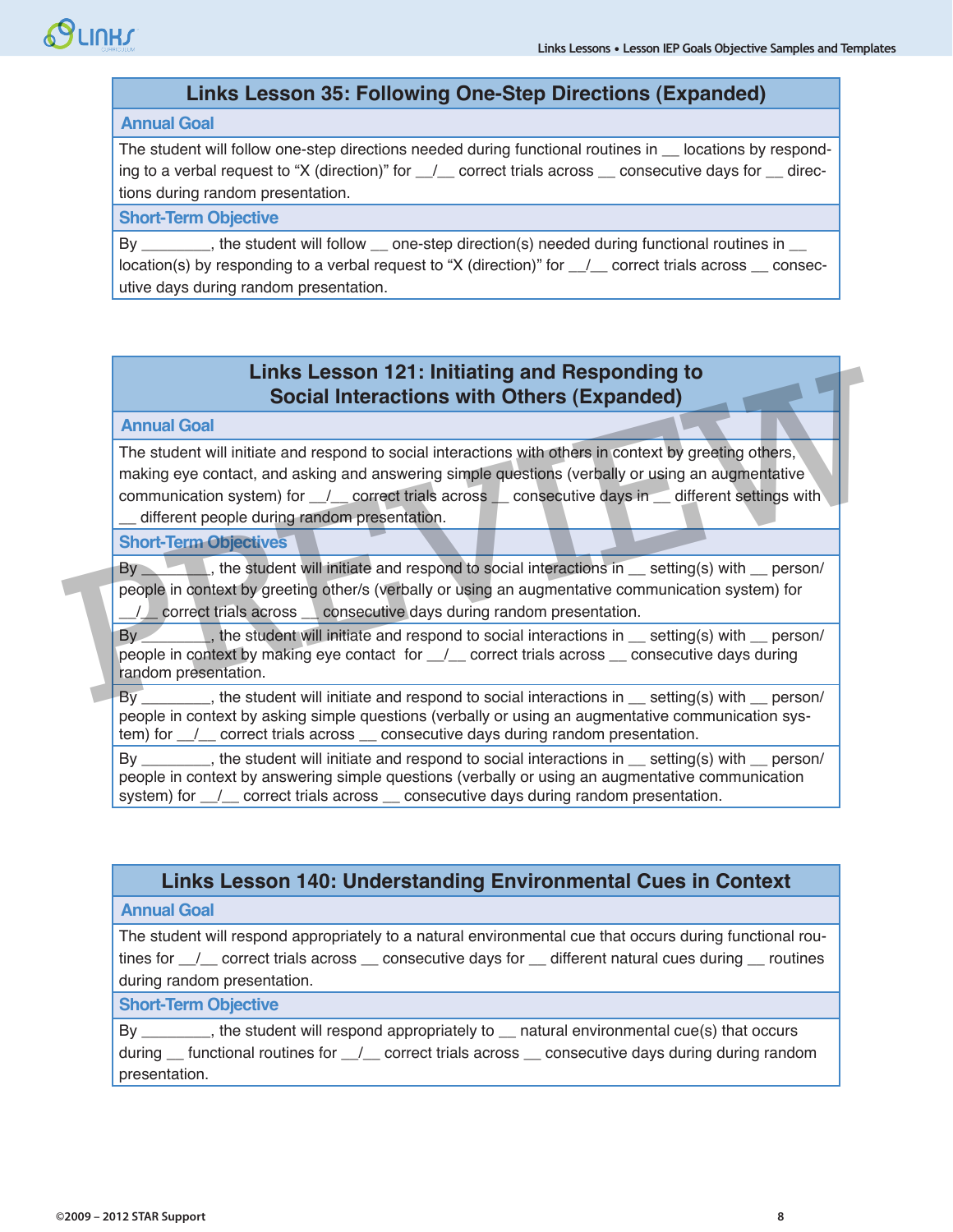## Links Lesson 35: Following One-Step Directions (Expanded)

### Annual Goal

The student will follow one-step directions needed during functional routines in __ locations by responding to a verbal request to "X (direction)" for __/__ correct trials across __ consecutive days for __ directions during random presentation.

### Short-Term Objective

By ________, the student will follow __ one-step direction(s) needed during functional routines in __ location(s) by responding to a verbal request to "X (direction)" for __/__ correct trials across __ consecutive days during random presentation.

## Links Lesson 121: Initiating and Responding to Social Interactions with Others (Expanded)

### Annual Goal

The student will initiate and respond to social interactions with others in context by greeting others, making eye contact, and asking and answering simple questions (verbally or using an augmentative communication system) for __/__ correct trials across __ consecutive days in __ different settings with __ different people during random presentation.

### Short-Term Objectives

By ________, the student will initiate and respond to social interactions in __ setting(s) with __ person/people in context by greeting other/s (verbally or using an augmentative communication system) for __/__ correct trials across __ consecutive days during random presentation.

By ________, the student will initiate and respond to social interactions in __ setting(s) with __ person/people in context by making eye contact for __/__ correct trials across __ consecutive days during random presentation.

By ________, the student will initiate and respond to social interactions in __ setting(s) with __ person/people in context by asking simple questions (verbally or using an augmentative communication system) for __/__ correct trials across __ consecutive days during random presentation.

By ________, the student will initiate and respond to social interactions in __ setting(s) with __ person/people in context by answering simple questions (verbally or using an augmentative communication system) for __/__ correct trials across __ consecutive days during random presentation.

## Links Lesson 140: Understanding Environmental Cues in Context

### Annual Goal

The student will respond appropriately to a natural environmental cue that occurs during functional routines for __/__ correct trials across __ consecutive days for __ different natural cues during __ routines during random presentation.

### Short-Term Objective

By ________, the student will respond appropriately to __ natural environmental cue(s) that occurs during __ functional routines for __/__ correct trials across __ consecutive days during during random presentation.